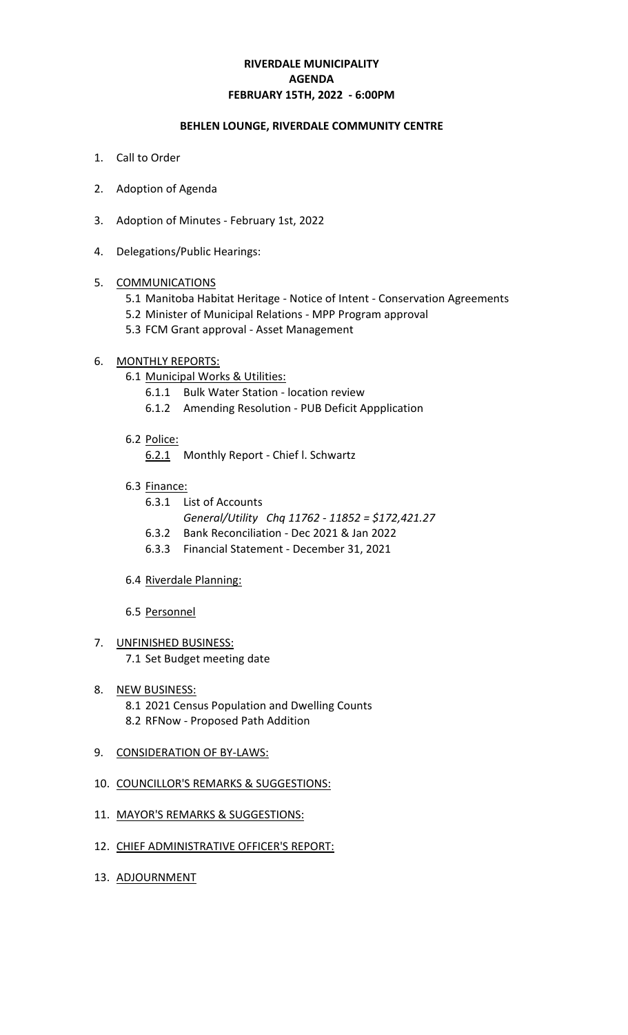**RIVERDALE MUNICIPALITY**
**AGENDA**
**FEBRUARY 15TH, 2022 - 6:00PM**

**BEHLEN LOUNGE, RIVERDALE COMMUNITY CENTRE**

1. Call to Order

2. Adoption of Agenda

3. Adoption of Minutes - February 1st, 2022

4. Delegations/Public Hearings:

5. <u>COMMUNICATIONS</u>
   - 5.1 Manitoba Habitat Heritage - Notice of Intent - Conservation Agreements
   - 5.2 Minister of Municipal Relations - MPP Program approval
   - 5.3 FCM Grant approval - Asset Management

6. <u>MONTHLY REPORTS:</u>
   - 6.1 <u>Municipal Works & Utilities:</u>
     - 6.1.1 Bulk Water Station - location review
     - 6.1.2 Amending Resolution - PUB Deficit Appplication
   - 6.2 <u>Police:</u>
     - <u>6.2.1</u> Monthly Report - Chief l. Schwartz
   - 6.3 <u>Finance:</u>
     - 6.3.1 List of Accounts
       *General/Utility Chq 11762 - 11852 = $172,421.27*
     - 6.3.2 Bank Reconciliation - Dec 2021 & Jan 2022
     - 6.3.3 Financial Statement - December 31, 2021
   - 6.4 <u>Riverdale Planning:</u>
   - 6.5 <u>Personnel</u>

7. <u>UNFINISHED BUSINESS:</u>
   - 7.1 Set Budget meeting date

8. <u>NEW BUSINESS:</u>
   - 8.1 2021 Census Population and Dwelling Counts
   - 8.2 RFNow - Proposed Path Addition

9. <u>CONSIDERATION OF BY-LAWS:</u>

10. <u>COUNCILLOR'S REMARKS & SUGGESTIONS:</u>

11. <u>MAYOR'S REMARKS & SUGGESTIONS:</u>

12. <u>CHIEF ADMINISTRATIVE OFFICER'S REPORT:</u>

13. <u>ADJOURNMENT</u>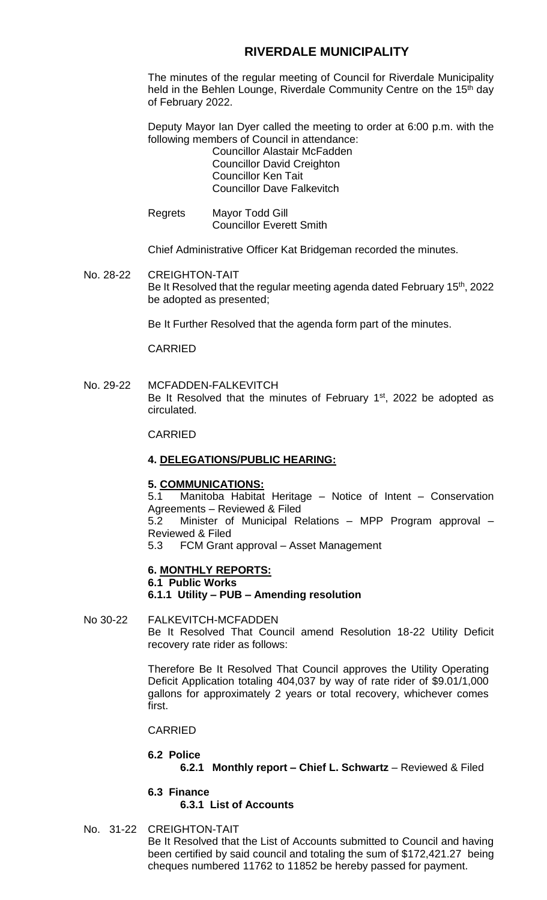# RIVERDALE MUNICIPALITY

The minutes of the regular meeting of Council for Riverdale Municipality held in the Behlen Lounge, Riverdale Community Centre on the 15th day of February 2022.

Deputy Mayor Ian Dyer called the meeting to order at 6:00 p.m. with the following members of Council in attendance:

Councillor Alastair McFadden
Councillor David Creighton
Councillor Ken Tait
Councillor Dave Falkevitch

Regrets Mayor Todd Gill
Councillor Everett Smith

Chief Administrative Officer Kat Bridgeman recorded the minutes.

No. 28-22 CREIGHTON-TAIT
Be It Resolved that the regular meeting agenda dated February 15th, 2022 be adopted as presented;

Be It Further Resolved that the agenda form part of the minutes.

CARRIED

No. 29-22 MCFADDEN-FALKEVITCH
Be It Resolved that the minutes of February 1st, 2022 be adopted as circulated.

CARRIED

**4. DELEGATIONS/PUBLIC HEARING:**

**5. COMMUNICATIONS:**

5.1 Manitoba Habitat Heritage – Notice of Intent – Conservation Agreements – Reviewed & Filed
5.2 Minister of Municipal Relations – MPP Program approval – Reviewed & Filed
5.3 FCM Grant approval – Asset Management

**6. MONTHLY REPORTS:**

**6.1 Public Works**

**6.1.1 Utility – PUB – Amending resolution**

No 30-22 FALKEVITCH-MCFADDEN
Be It Resolved That Council amend Resolution 18-22 Utility Deficit recovery rate rider as follows:

Therefore Be It Resolved That Council approves the Utility Operating Deficit Application totaling 404,037 by way of rate rider of $9.01/1,000 gallons for approximately 2 years or total recovery, whichever comes first.

CARRIED

**6.2 Police**

**6.2.1 Monthly report – Chief L. Schwartz** – Reviewed & Filed

**6.3 Finance**

**6.3.1 List of Accounts**

No. 31-22 CREIGHTON-TAIT
Be It Resolved that the List of Accounts submitted to Council and having been certified by said council and totaling the sum of $172,421.27 being cheques numbered 11762 to 11852 be hereby passed for payment.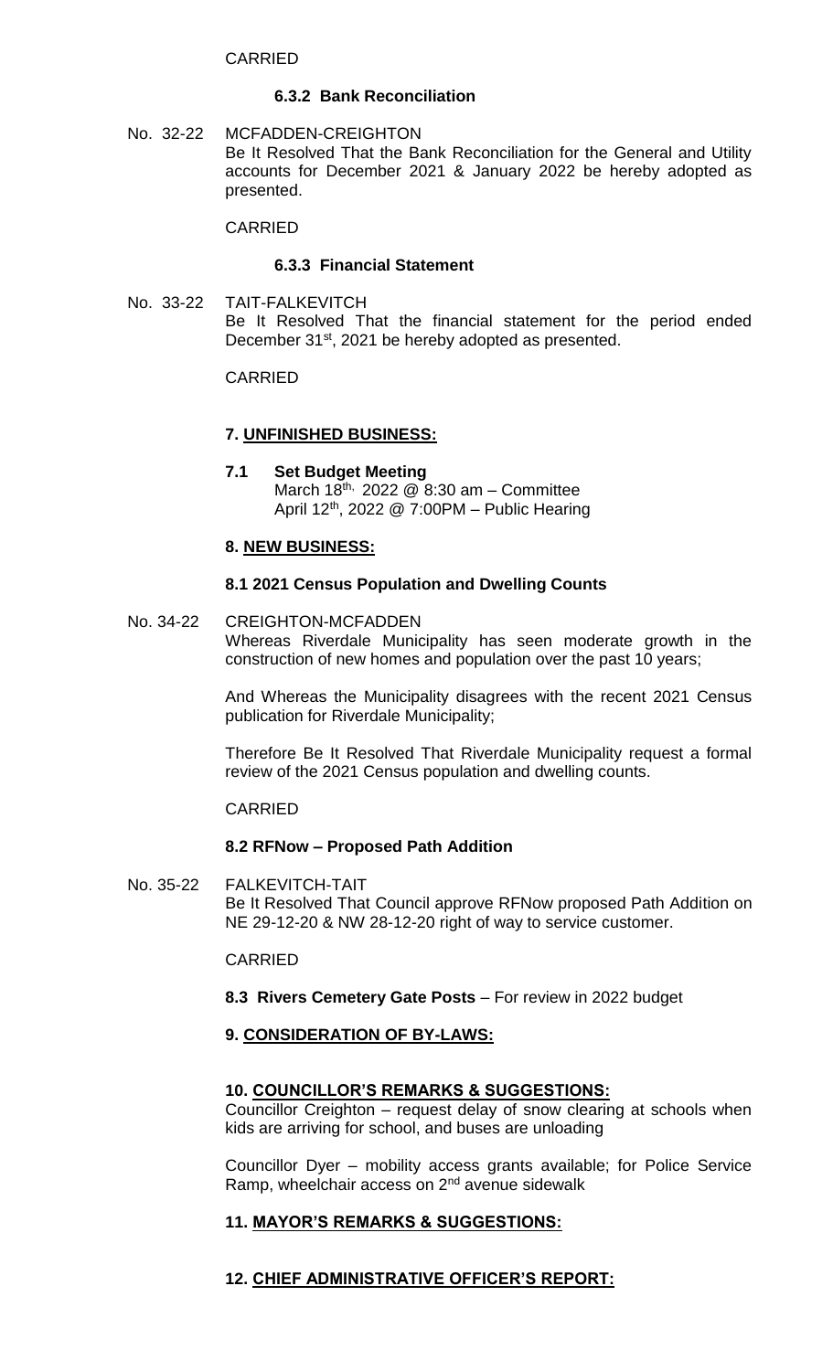CARRIED

**6.3.2 Bank Reconciliation**

No. 32-22 MCFADDEN-CREIGHTON
Be It Resolved That the Bank Reconciliation for the General and Utility accounts for December 2021 & January 2022 be hereby adopted as presented.

CARRIED

**6.3.3 Financial Statement**

No. 33-22 TAIT-FALKEVITCH
Be It Resolved That the financial statement for the period ended December 31st, 2021 be hereby adopted as presented.

CARRIED

**7. UNFINISHED BUSINESS:**

**7.1 Set Budget Meeting**
March 18th, 2022 @ 8:30 am – Committee
April 12th, 2022 @ 7:00PM – Public Hearing

**8. NEW BUSINESS:**

**8.1 2021 Census Population and Dwelling Counts**

No. 34-22 CREIGHTON-MCFADDEN
Whereas Riverdale Municipality has seen moderate growth in the construction of new homes and population over the past 10 years;

And Whereas the Municipality disagrees with the recent 2021 Census publication for Riverdale Municipality;

Therefore Be It Resolved That Riverdale Municipality request a formal review of the 2021 Census population and dwelling counts.

CARRIED

**8.2 RFNow – Proposed Path Addition**

No. 35-22 FALKEVITCH-TAIT
Be It Resolved That Council approve RFNow proposed Path Addition on NE 29-12-20 & NW 28-12-20 right of way to service customer.

CARRIED

**8.3 Rivers Cemetery Gate Posts** – For review in 2022 budget

**9. CONSIDERATION OF BY-LAWS:**

**10. COUNCILLOR'S REMARKS & SUGGESTIONS:**

Councillor Creighton – request delay of snow clearing at schools when kids are arriving for school, and buses are unloading

Councillor Dyer – mobility access grants available; for Police Service Ramp, wheelchair access on 2nd avenue sidewalk

**11. MAYOR'S REMARKS & SUGGESTIONS:**

**12. CHIEF ADMINISTRATIVE OFFICER'S REPORT:**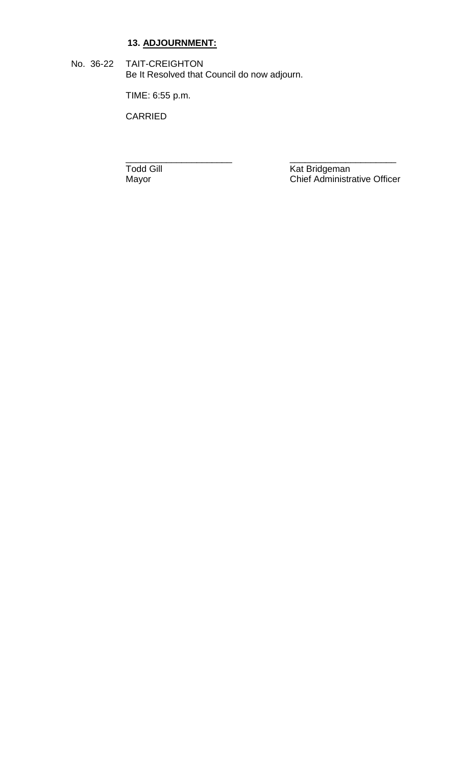## 13. **ADJOURNMENT:**

No. 36-22 TAIT-CREIGHTON
Be It Resolved that Council do now adjourn.

TIME: 6:55 p.m.

CARRIED

| | |
|---|---|
| _____________________ | _____________________ |
| Todd Gill | Kat Bridgeman |
| Mayor | Chief Administrative Officer |